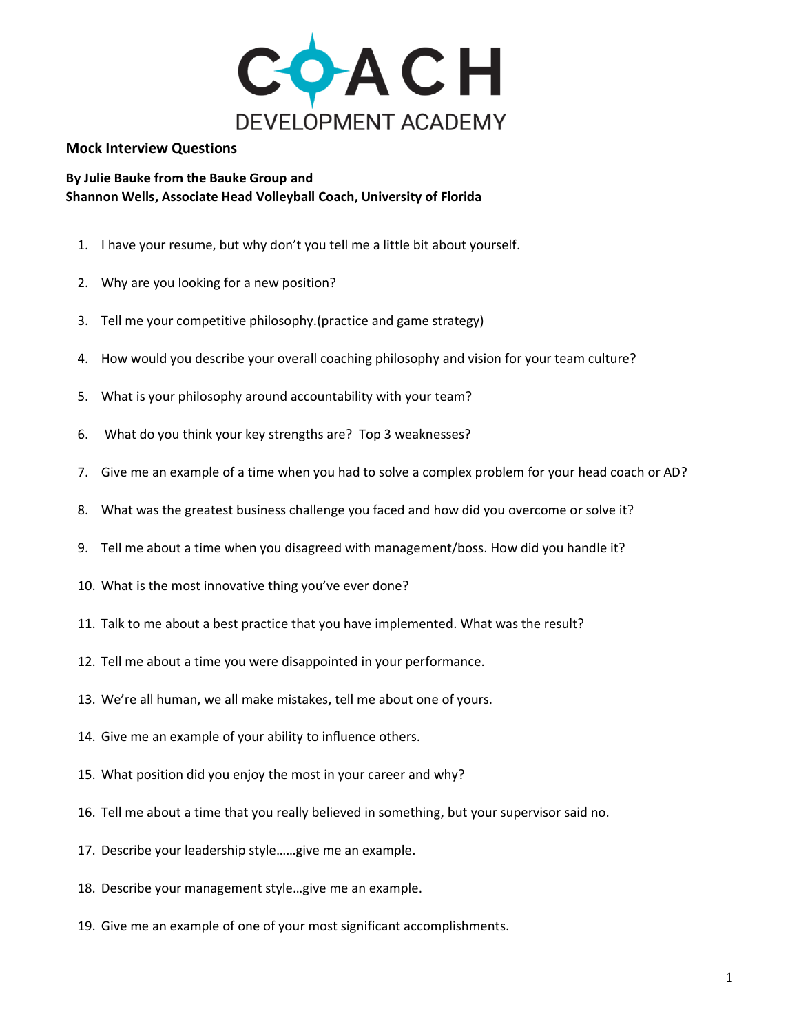COACH DEVELOPMENT ACADEMY

**Mock Interview Questions**

**By Julie Bauke from the Bauke Group and**
**Shannon Wells, Associate Head Volleyball Coach, University of Florida**

1. I have your resume, but why don't you tell me a little bit about yourself.
2. Why are you looking for a new position?
3. Tell me your competitive philosophy.(practice and game strategy)
4. How would you describe your overall coaching philosophy and vision for your team culture?
5. What is your philosophy around accountability with your team?
6. What do you think your key strengths are? Top 3 weaknesses?
7. Give me an example of a time when you had to solve a complex problem for your head coach or AD?
8. What was the greatest business challenge you faced and how did you overcome or solve it?
9. Tell me about a time when you disagreed with management/boss. How did you handle it?
10. What is the most innovative thing you've ever done?
11. Talk to me about a best practice that you have implemented. What was the result?
12. Tell me about a time you were disappointed in your performance.
13. We're all human, we all make mistakes, tell me about one of yours.
14. Give me an example of your ability to influence others.
15. What position did you enjoy the most in your career and why?
16. Tell me about a time that you really believed in something, but your supervisor said no.
17. Describe your leadership style……give me an example.
18. Describe your management style…give me an example.
19. Give me an example of one of your most significant accomplishments.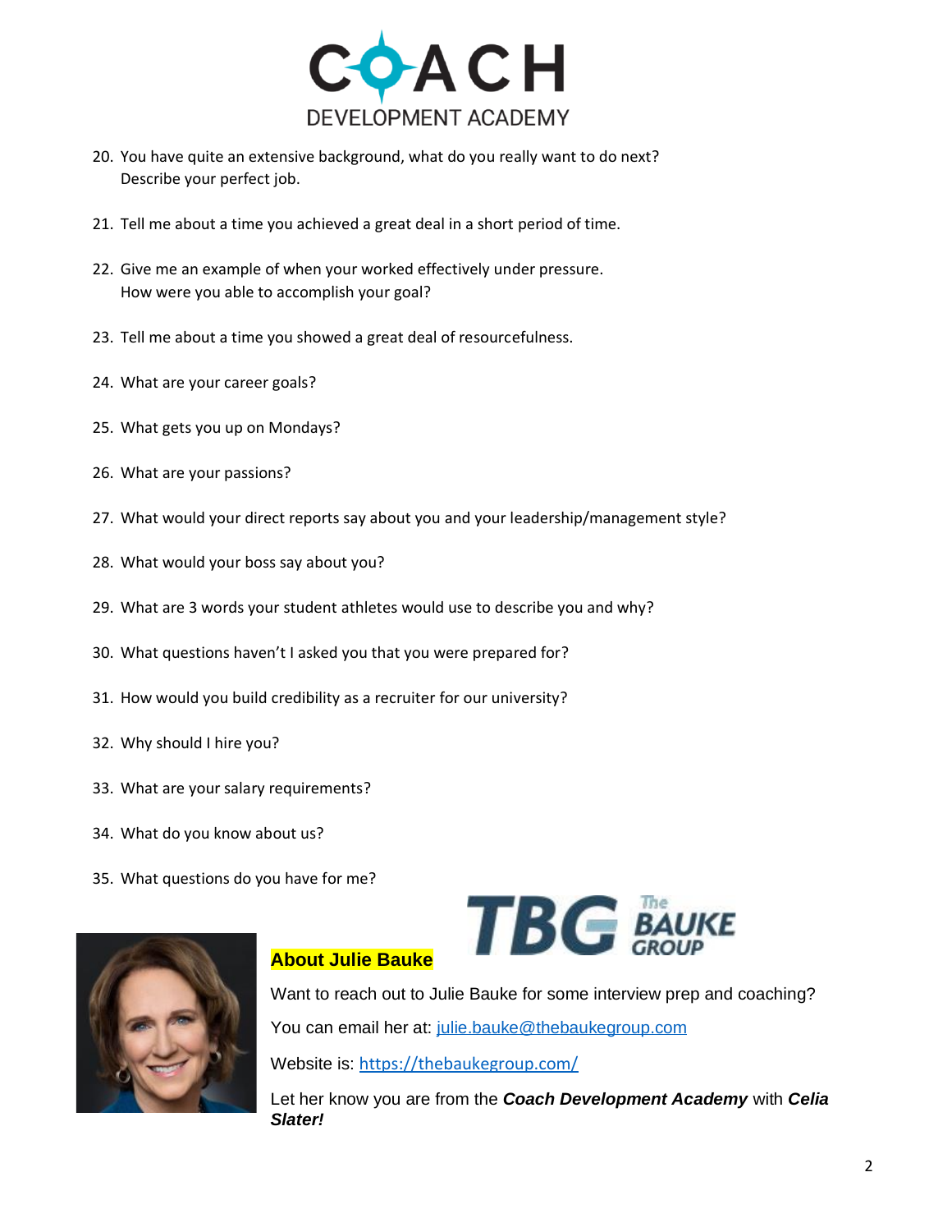20. You have quite an extensive background, what do you really want to do next? Describe your perfect job.

21. Tell me about a time you achieved a great deal in a short period of time.

22. Give me an example of when your worked effectively under pressure. How were you able to accomplish your goal?

23. Tell me about a time you showed a great deal of resourcefulness.

24. What are your career goals?

25. What gets you up on Mondays?

26. What are your passions?

27. What would your direct reports say about you and your leadership/management style?

28. What would your boss say about you?

29. What are 3 words your student athletes would use to describe you and why?

30. What questions haven't I asked you that you were prepared for?

31. How would you build credibility as a recruiter for our university?

32. Why should I hire you?

33. What are your salary requirements?

34. What do you know about us?

35. What questions do you have for me?

**About Julie Bauke**

Want to reach out to Julie Bauke for some interview prep and coaching?

You can email her at: julie.bauke@thebaukegroup.com

Website is: https://thebaukegroup.com/

Let her know you are from the ***Coach Development Academy*** with ***Celia Slater!***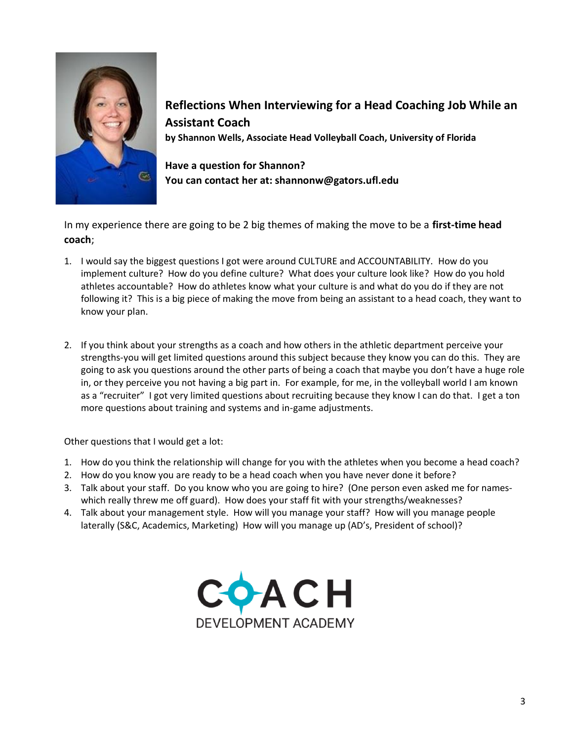## Reflections When Interviewing for a Head Coaching Job While an Assistant Coach

**by Shannon Wells, Associate Head Volleyball Coach, University of Florida**

**Have a question for Shannon?**
**You can contact her at: shannonw@gators.ufl.edu**

In my experience there are going to be 2 big themes of making the move to be a **first-time head coach**;

1. I would say the biggest questions I got were around CULTURE and ACCOUNTABILITY. How do you implement culture? How do you define culture? What does your culture look like? How do you hold athletes accountable? How do athletes know what your culture is and what do you do if they are not following it? This is a big piece of making the move from being an assistant to a head coach, they want to know your plan.

2. If you think about your strengths as a coach and how others in the athletic department perceive your strengths-you will get limited questions around this subject because they know you can do this. They are going to ask you questions around the other parts of being a coach that maybe you don't have a huge role in, or they perceive you not having a big part in. For example, for me, in the volleyball world I am known as a "recruiter" I got very limited questions about recruiting because they know I can do that. I get a ton more questions about training and systems and in-game adjustments.

Other questions that I would get a lot:

1. How do you think the relationship will change for you with the athletes when you become a head coach?
2. How do you know you are ready to be a head coach when you have never done it before?
3. Talk about your staff. Do you know who you are going to hire? (One person even asked me for names-which really threw me off guard). How does your staff fit with your strengths/weaknesses?
4. Talk about your management style. How will you manage your staff? How will you manage people laterally (S&C, Academics, Marketing) How will you manage up (AD's, President of school)?

COACH
DEVELOPMENT ACADEMY